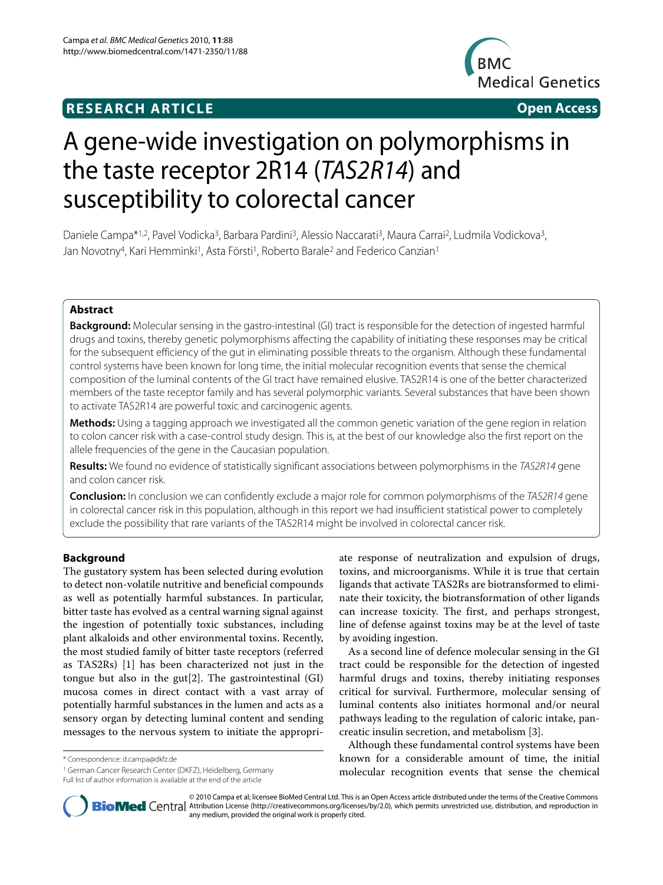**RESEARCH ARTICLE** **Open Access**

# A gene-wide investigation on polymorphisms in the taste receptor 2R14 (*TAS2R14*) and susceptibility to colorectal cancer

Daniele Campa*[1,2], Pavel Vodicka[3], Barbara Pardini[3], Alessio Naccarati[3], Maura Carrai[2], Ludmila Vodickova[3], Jan Novotny[4], Kari Hemminki[1], Asta Försti[1], Roberto Barale[2] and Federico Canzian[1]

## Abstract

**Background:** Molecular sensing in the gastro-intestinal (GI) tract is responsible for the detection of ingested harmful drugs and toxins, thereby genetic polymorphisms affecting the capability of initiating these responses may be critical for the subsequent efficiency of the gut in eliminating possible threats to the organism. Although these fundamental control systems have been known for long time, the initial molecular recognition events that sense the chemical composition of the luminal contents of the GI tract have remained elusive. TAS2R14 is one of the better characterized members of the taste receptor family and has several polymorphic variants. Several substances that have been shown to activate TAS2R14 are powerful toxic and carcinogenic agents.

**Methods:** Using a tagging approach we investigated all the common genetic variation of the gene region in relation to colon cancer risk with a case-control study design. This is, at the best of our knowledge also the first report on the allele frequencies of the gene in the Caucasian population.

**Results:** We found no evidence of statistically significant associations between polymorphisms in the *TAS2R14* gene and colon cancer risk.

**Conclusion:** In conclusion we can confidently exclude a major role for common polymorphisms of the *TAS2R14* gene in colorectal cancer risk in this population, although in this report we had insufficient statistical power to completely exclude the possibility that rare variants of the TAS2R14 might be involved in colorectal cancer risk.

## Background

The gustatory system has been selected during evolution to detect non-volatile nutritive and beneficial compounds as well as potentially harmful substances. In particular, bitter taste has evolved as a central warning signal against the ingestion of potentially toxic substances, including plant alkaloids and other environmental toxins. Recently, the most studied family of bitter taste receptors (referred as TAS2Rs) [1] has been characterized not just in the tongue but also in the gut[2]. The gastrointestinal (GI) mucosa comes in direct contact with a vast array of potentially harmful substances in the lumen and acts as a sensory organ by detecting luminal content and sending messages to the nervous system to initiate the appropriate response of neutralization and expulsion of drugs, toxins, and microorganisms. While it is true that certain ligands that activate TAS2Rs are biotransformed to eliminate their toxicity, the biotransformation of other ligands can increase toxicity. The first, and perhaps strongest, line of defense against toxins may be at the level of taste by avoiding ingestion.

As a second line of defence molecular sensing in the GI tract could be responsible for the detection of ingested harmful drugs and toxins, thereby initiating responses critical for survival. Furthermore, molecular sensing of luminal contents also initiates hormonal and/or neural pathways leading to the regulation of caloric intake, pancreatic insulin secretion, and metabolism [3].

Although these fundamental control systems have been known for a considerable amount of time, the initial molecular recognition events that sense the chemical

* Correspondence: d.campa@dkfz.de

[1] German Cancer Research Center (DKFZ), Heidelberg, Germany

Full list of author information is available at the end of the article

© 2010 Campa et al; licensee BioMed Central Ltd. This is an Open Access article distributed under the terms of the Creative Commons Attribution License (http://creativecommons.org/licenses/by/2.0), which permits unrestricted use, distribution, and reproduction in any medium, provided the original work is properly cited.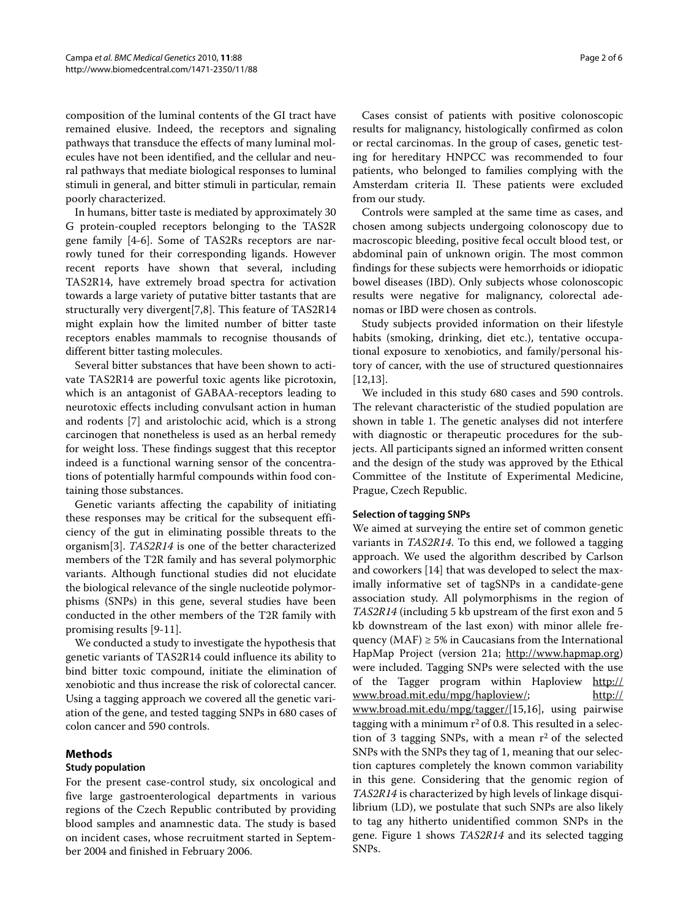composition of the luminal contents of the GI tract have remained elusive. Indeed, the receptors and signaling pathways that transduce the effects of many luminal molecules have not been identified, and the cellular and neural pathways that mediate biological responses to luminal stimuli in general, and bitter stimuli in particular, remain poorly characterized.

In humans, bitter taste is mediated by approximately 30 G protein-coupled receptors belonging to the TAS2R gene family [4-6]. Some of TAS2Rs receptors are narrowly tuned for their corresponding ligands. However recent reports have shown that several, including TAS2R14, have extremely broad spectra for activation towards a large variety of putative bitter tastants that are structurally very divergent[7,8]. This feature of TAS2R14 might explain how the limited number of bitter taste receptors enables mammals to recognise thousands of different bitter tasting molecules.

Several bitter substances that have been shown to activate TAS2R14 are powerful toxic agents like picrotoxin, which is an antagonist of GABAA-receptors leading to neurotoxic effects including convulsant action in human and rodents [7] and aristolochic acid, which is a strong carcinogen that nonetheless is used as an herbal remedy for weight loss. These findings suggest that this receptor indeed is a functional warning sensor of the concentrations of potentially harmful compounds within food containing those substances.

Genetic variants affecting the capability of initiating these responses may be critical for the subsequent efficiency of the gut in eliminating possible threats to the organism[3]. *TAS2R14* is one of the better characterized members of the T2R family and has several polymorphic variants. Although functional studies did not elucidate the biological relevance of the single nucleotide polymorphisms (SNPs) in this gene, several studies have been conducted in the other members of the T2R family with promising results [9-11].

We conducted a study to investigate the hypothesis that genetic variants of TAS2R14 could influence its ability to bind bitter toxic compound, initiate the elimination of xenobiotic and thus increase the risk of colorectal cancer. Using a tagging approach we covered all the genetic variation of the gene, and tested tagging SNPs in 680 cases of colon cancer and 590 controls.

## Methods

### Study population

For the present case-control study, six oncological and five large gastroenterological departments in various regions of the Czech Republic contributed by providing blood samples and anamnestic data. The study is based on incident cases, whose recruitment started in September 2004 and finished in February 2006.

Cases consist of patients with positive colonoscopic results for malignancy, histologically confirmed as colon or rectal carcinomas. In the group of cases, genetic testing for hereditary HNPCC was recommended to four patients, who belonged to families complying with the Amsterdam criteria II. These patients were excluded from our study.

Controls were sampled at the same time as cases, and chosen among subjects undergoing colonoscopy due to macroscopic bleeding, positive fecal occult blood test, or abdominal pain of unknown origin. The most common findings for these subjects were hemorrhoids or idiopatic bowel diseases (IBD). Only subjects whose colonoscopic results were negative for malignancy, colorectal adenomas or IBD were chosen as controls.

Study subjects provided information on their lifestyle habits (smoking, drinking, diet etc.), tentative occupational exposure to xenobiotics, and family/personal history of cancer, with the use of structured questionnaires [12,13].

We included in this study 680 cases and 590 controls. The relevant characteristic of the studied population are shown in table 1. The genetic analyses did not interfere with diagnostic or therapeutic procedures for the subjects. All participants signed an informed written consent and the design of the study was approved by the Ethical Committee of the Institute of Experimental Medicine, Prague, Czech Republic.

### Selection of tagging SNPs

We aimed at surveying the entire set of common genetic variants in *TAS2R14*. To this end, we followed a tagging approach. We used the algorithm described by Carlson and coworkers [14] that was developed to select the maximally informative set of tagSNPs in a candidate-gene association study. All polymorphisms in the region of *TAS2R14* (including 5 kb upstream of the first exon and 5 kb downstream of the last exon) with minor allele frequency (MAF) ≥ 5% in Caucasians from the International HapMap Project (version 21a; http://www.hapmap.org) were included. Tagging SNPs were selected with the use of the Tagger program within Haploview http://www.broad.mit.edu/mpg/haploview/; http://www.broad.mit.edu/mpg/tagger/[15,16], using pairwise tagging with a minimum $r^2$ of 0.8. This resulted in a selection of 3 tagging SNPs, with a mean $r^2$ of the selected SNPs with the SNPs they tag of 1, meaning that our selection captures completely the known common variability in this gene. Considering that the genomic region of *TAS2R14* is characterized by high levels of linkage disquilibrium (LD), we postulate that such SNPs are also likely to tag any hitherto unidentified common SNPs in the gene. Figure 1 shows *TAS2R14* and its selected tagging SNPs.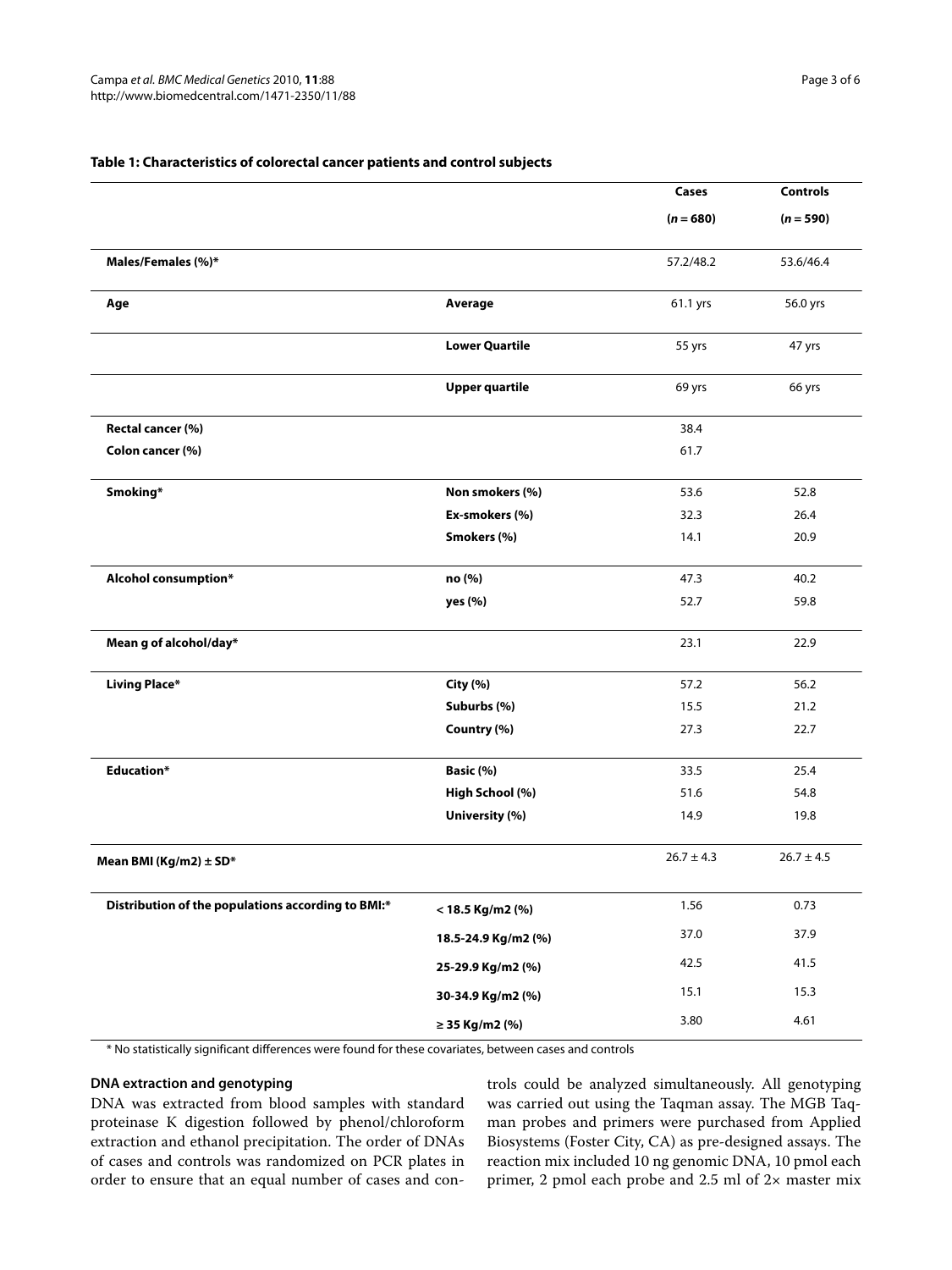**Table 1: Characteristics of colorectal cancer patients and control subjects**

| | | Cases ($n = 680$) | Controls ($n = 590$) |
|---|---|---|---|
| **Males/Females (%)*** | | 57.2/48.2 | 53.6/46.4 |
| **Age** | **Average** | 61.1 yrs | 56.0 yrs |
| | **Lower Quartile** | 55 yrs | 47 yrs |
| | **Upper quartile** | 69 yrs | 66 yrs |
| **Rectal cancer (%)** | | 38.4 | |
| **Colon cancer (%)** | | 61.7 | |
| **Smoking*** | **Non smokers (%)** | 53.6 | 52.8 |
| | **Ex-smokers (%)** | 32.3 | 26.4 |
| | **Smokers (%)** | 14.1 | 20.9 |
| **Alcohol consumption*** | **no (%)** | 47.3 | 40.2 |
| | **yes (%)** | 52.7 | 59.8 |
| **Mean g of alcohol/day*** | | 23.1 | 22.9 |
| **Living Place*** | **City (%)** | 57.2 | 56.2 |
| | **Suburbs (%)** | 15.5 | 21.2 |
| | **Country (%)** | 27.3 | 22.7 |
| **Education*** | **Basic (%)** | 33.5 | 25.4 |
| | **High School (%)** | 51.6 | 54.8 |
| | **University (%)** | 14.9 | 19.8 |
| **Mean BMI (Kg/m2) ± SD*** | | 26.7 ± 4.3 | 26.7 ± 4.5 |
| **Distribution of the populations according to BMI:*** | **< 18.5 Kg/m2 (%)** | 1.56 | 0.73 |
| | **18.5-24.9 Kg/m2 (%)** | 37.0 | 37.9 |
| | **25-29.9 Kg/m2 (%)** | 42.5 | 41.5 |
| | **30-34.9 Kg/m2 (%)** | 15.1 | 15.3 |
| | **≥ 35 Kg/m2 (%)** | 3.80 | 4.61 |

* No statistically significant differences were found for these covariates, between cases and controls

### DNA extraction and genotyping

DNA was extracted from blood samples with standard proteinase K digestion followed by phenol/chloroform extraction and ethanol precipitation. The order of DNAs of cases and controls was randomized on PCR plates in order to ensure that an equal number of cases and controls could be analyzed simultaneously. All genotyping was carried out using the Taqman assay. The MGB Taqman probes and primers were purchased from Applied Biosystems (Foster City, CA) as pre-designed assays. The reaction mix included 10 ng genomic DNA, 10 pmol each primer, 2 pmol each probe and 2.5 ml of 2× master mix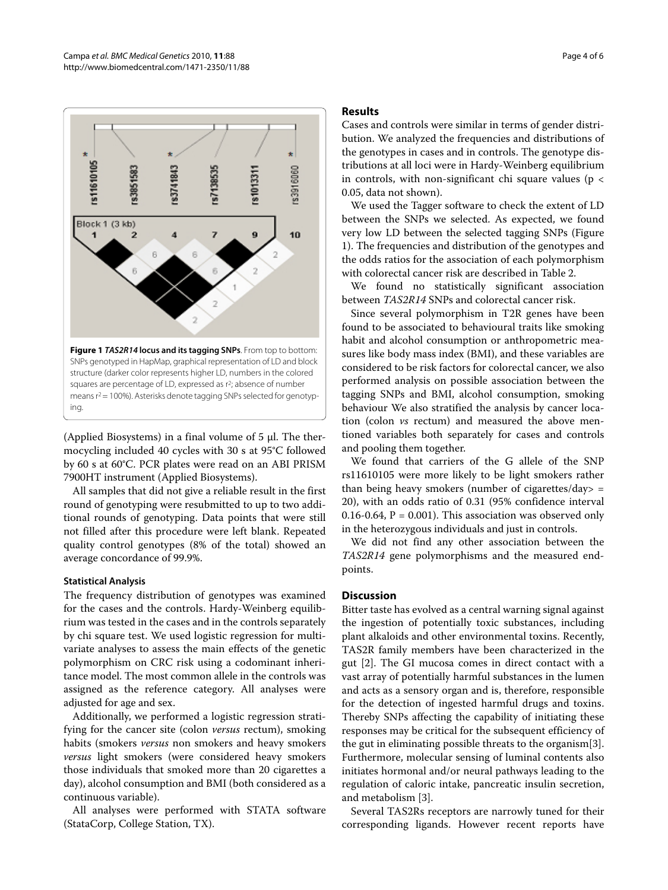**Figure 1** ***TAS2R14*** **locus and its tagging SNPs**. From top to bottom: SNPs genotyped in HapMap, graphical representation of LD and block structure (darker color represents higher LD, numbers in the colored squares are percentage of LD, expressed as $r^2$; absence of number means $r^2 = 100\%$). Asterisks denote tagging SNPs selected for genotyping.

(Applied Biosystems) in a final volume of 5 μl. The thermocycling included 40 cycles with 30 s at 95°C followed by 60 s at 60°C. PCR plates were read on an ABI PRISM 7900HT instrument (Applied Biosystems).

All samples that did not give a reliable result in the first round of genotyping were resubmitted to up to two additional rounds of genotyping. Data points that were still not filled after this procedure were left blank. Repeated quality control genotypes (8% of the total) showed an average concordance of 99.9%.

### Statistical Analysis

The frequency distribution of genotypes was examined for the cases and the controls. Hardy-Weinberg equilibrium was tested in the cases and in the controls separately by chi square test. We used logistic regression for multivariate analyses to assess the main effects of the genetic polymorphism on CRC risk using a codominant inheritance model. The most common allele in the controls was assigned as the reference category. All analyses were adjusted for age and sex.

Additionally, we performed a logistic regression stratifying for the cancer site (colon *versus* rectum), smoking habits (smokers *versus* non smokers and heavy smokers *versus* light smokers (were considered heavy smokers those individuals that smoked more than 20 cigarettes a day), alcohol consumption and BMI (both considered as a continuous variable).

All analyses were performed with STATA software (StataCorp, College Station, TX).

## Results

Cases and controls were similar in terms of gender distribution. We analyzed the frequencies and distributions of the genotypes in cases and in controls. The genotype distributions at all loci were in Hardy-Weinberg equilibrium in controls, with non-significant chi square values ($p < 0.05$, data not shown).

We used the Tagger software to check the extent of LD between the SNPs we selected. As expected, we found very low LD between the selected tagging SNPs (Figure 1). The frequencies and distribution of the genotypes and the odds ratios for the association of each polymorphism with colorectal cancer risk are described in Table 2.

We found no statistically significant association between *TAS2R14* SNPs and colorectal cancer risk.

Since several polymorphism in T2R genes have been found to be associated to behavioural traits like smoking habit and alcohol consumption or anthropometric measures like body mass index (BMI), and these variables are considered to be risk factors for colorectal cancer, we also performed analysis on possible association between the tagging SNPs and BMI, alcohol consumption, smoking behaviour We also stratified the analysis by cancer location (colon *vs* rectum) and measured the above mentioned variables both separately for cases and controls and pooling them together.

We found that carriers of the G allele of the SNP rs11610105 were more likely to be light smokers rather than being heavy smokers (number of cigarettes/day> = 20), with an odds ratio of 0.31 (95% confidence interval 0.16-0.64, $P = 0.001$). This association was observed only in the heterozygous individuals and just in controls.

We did not find any other association between the *TAS2R14* gene polymorphisms and the measured endpoints.

## Discussion

Bitter taste has evolved as a central warning signal against the ingestion of potentially toxic substances, including plant alkaloids and other environmental toxins. Recently, TAS2R family members have been characterized in the gut [2]. The GI mucosa comes in direct contact with a vast array of potentially harmful substances in the lumen and acts as a sensory organ and is, therefore, responsible for the detection of ingested harmful drugs and toxins. Thereby SNPs affecting the capability of initiating these responses may be critical for the subsequent efficiency of the gut in eliminating possible threats to the organism[3]. Furthermore, molecular sensing of luminal contents also initiates hormonal and/or neural pathways leading to the regulation of caloric intake, pancreatic insulin secretion, and metabolism [3].

Several TAS2Rs receptors are narrowly tuned for their corresponding ligands. However recent reports have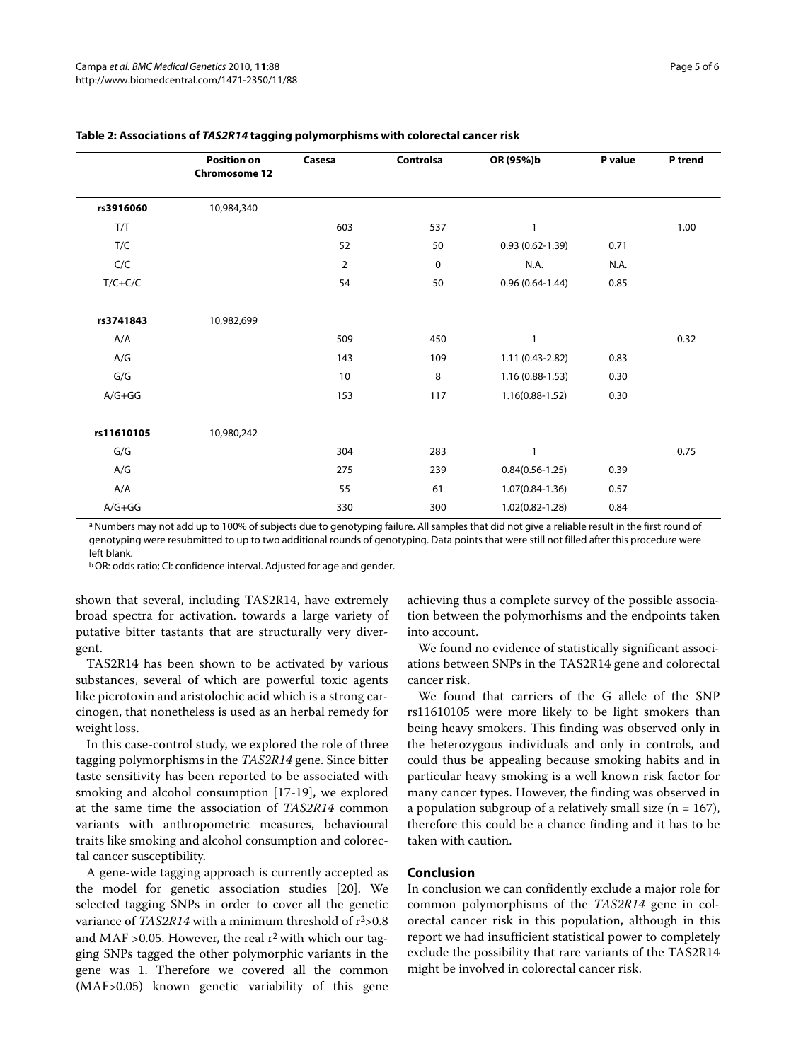**Table 2: Associations of *TAS2R14* tagging polymorphisms with colorectal cancer risk**

| | Position on Chromosome 12 | Casesa | Controlsa | OR (95%)b | P value | P trend |
|---|---|---|---|---|---|---|
| **rs3916060** | 10,984,340 | | | | | |
| T/T | | 603 | 537 | 1 | | 1.00 |
| T/C | | 52 | 50 | 0.93 (0.62-1.39) | 0.71 | |
| C/C | | 2 | 0 | N.A. | N.A. | |
| T/C+C/C | | 54 | 50 | 0.96 (0.64-1.44) | 0.85 | |
| **rs3741843** | 10,982,699 | | | | | |
| A/A | | 509 | 450 | 1 | | 0.32 |
| A/G | | 143 | 109 | 1.11 (0.43-2.82) | 0.83 | |
| G/G | | 10 | 8 | 1.16 (0.88-1.53) | 0.30 | |
| A/G+GG | | 153 | 117 | 1.16(0.88-1.52) | 0.30 | |
| **rs11610105** | 10,980,242 | | | | | |
| G/G | | 304 | 283 | 1 | | 0.75 |
| A/G | | 275 | 239 | 0.84(0.56-1.25) | 0.39 | |
| A/A | | 55 | 61 | 1.07(0.84-1.36) | 0.57 | |
| A/G+GG | | 330 | 300 | 1.02(0.82-1.28) | 0.84 | |

[a] Numbers may not add up to 100% of subjects due to genotyping failure. All samples that did not give a reliable result in the first round of genotyping were resubmitted to up to two additional rounds of genotyping. Data points that were still not filled after this procedure were left blank.

[b] OR: odds ratio; CI: confidence interval. Adjusted for age and gender.

shown that several, including TAS2R14, have extremely broad spectra for activation. towards a large variety of putative bitter tastants that are structurally very divergent.

TAS2R14 has been shown to be activated by various substances, several of which are powerful toxic agents like picrotoxin and aristolochic acid which is a strong carcinogen, that nonetheless is used as an herbal remedy for weight loss.

In this case-control study, we explored the role of three tagging polymorphisms in the *TAS2R14* gene. Since bitter taste sensitivity has been reported to be associated with smoking and alcohol consumption [17-19], we explored at the same time the association of *TAS2R14* common variants with anthropometric measures, behavioural traits like smoking and alcohol consumption and colorectal cancer susceptibility.

A gene-wide tagging approach is currently accepted as the model for genetic association studies [20]. We selected tagging SNPs in order to cover all the genetic variance of *TAS2R14* with a minimum threshold of $r^2$>0.8 and MAF >0.05. However, the real $r^2$ with which our tagging SNPs tagged the other polymorphic variants in the gene was 1. Therefore we covered all the common (MAF>0.05) known genetic variability of this gene achieving thus a complete survey of the possible association between the polymorhisms and the endpoints taken into account.

We found no evidence of statistically significant associations between SNPs in the TAS2R14 gene and colorectal cancer risk.

We found that carriers of the G allele of the SNP rs11610105 were more likely to be light smokers than being heavy smokers. This finding was observed only in the heterozygous individuals and only in controls, and could thus be appealing because smoking habits and in particular heavy smoking is a well known risk factor for many cancer types. However, the finding was observed in a population subgroup of a relatively small size (n = 167), therefore this could be a chance finding and it has to be taken with caution.

## Conclusion

In conclusion we can confidently exclude a major role for common polymorphisms of the *TAS2R14* gene in colorectal cancer risk in this population, although in this report we had insufficient statistical power to completely exclude the possibility that rare variants of the TAS2R14 might be involved in colorectal cancer risk.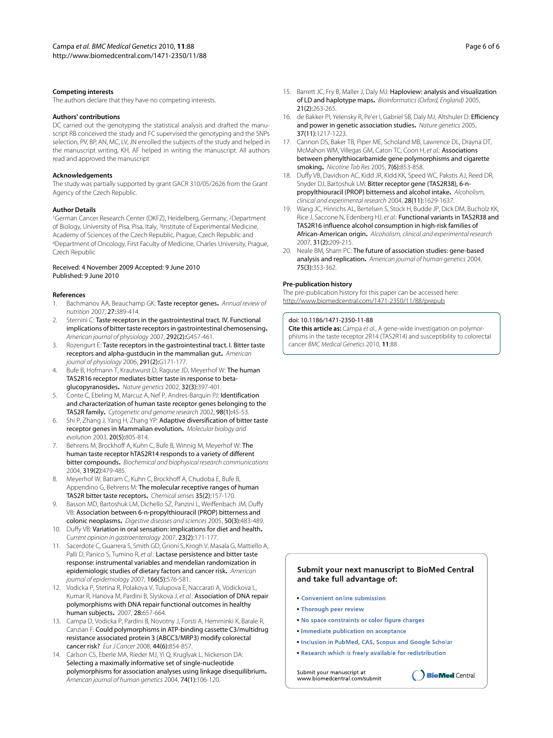### Competing interests

The authors declare that they have no competing interests.

### Authors' contributions

DC carried out the genotyping the statistical analysis and drafted the manuscript RB conceived the study and FC supervised the genotyping and the SNPs selection, PV, BP, AN, MC, LV, JN enrolled the subjects of the study and helped in the manuscript writing, KH, AF helped in writing the manuscript. All authors read and approved the manuscript

### Acknowledgements

The study was partially supported by grant GACR 310/05/2626 from the Grant Agency of the Czech Republic.

### Author Details

[1]German Cancer Research Center (DKFZ), Heidelberg, Germany, [2]Department of Biology, University of Pisa, Pisa, Italy, [3]Institute of Experimental Medicine, Academy of Sciences of the Czech Republic, Prague, Czech Republic and [4]Department of Oncology, First Faculty of Medicine, Charles University, Prague, Czech Republic

Received: 4 November 2009 Accepted: 9 June 2010
Published: 9 June 2010

### References

1. Bachmanov AA, Beauchamp GK: **Taste receptor genes.** *Annual review of nutrition* 2007, **27:**389-414.
2. Sternini C: **Taste receptors in the gastrointestinal tract. IV. Functional implications of bitter taste receptors in gastrointestinal chemosensing.** *American journal of physiology* 2007, **292(2):**G457-461.
3. Rozengurt E: **Taste receptors in the gastrointestinal tract. I. Bitter taste receptors and alpha-gustducin in the mammalian gut.** *American journal of physiology* 2006, **291(2):**G171-177.
4. Bufe B, Hofmann T, Krautwurst D, Raguse JD, Meyerhof W: **The human TAS2R16 receptor mediates bitter taste in response to beta-glucopyranosides.** *Nature genetics* 2002, **32(3):**397-401.
5. Conte C, Ebeling M, Marcuz A, Nef P, Andres-Barquin PJ: **Identification and characterization of human taste receptor genes belonging to the TAS2R family.** *Cytogenetic and genome research* 2002, **98(1):**45-53.
6. Shi P, Zhang J, Yang H, Zhang YP: **Adaptive diversification of bitter taste receptor genes in Mammalian evolution.** *Molecular biology and evolution* 2003, **20(5):**805-814.
7. Behrens M, Brockhoff A, Kuhn C, Bufe B, Winnig M, Meyerhof W: **The human taste receptor hTAS2R14 responds to a variety of different bitter compounds.** *Biochemical and biophysical research communications* 2004, **319(2):**479-485.
8. Meyerhof W, Batram C, Kuhn C, Brockhoff A, Chudoba E, Bufe B, Appendino G, Behrens M: **The molecular receptive ranges of human TAS2R bitter taste receptors.** *Chemical senses* **35(2):**157-170.
9. Basson MD, Bartoshuk LM, Dichello SZ, Panzini L, Weiffenbach JM, Duffy VB: **Association between 6-n-propylthiouracil (PROP) bitterness and colonic neoplasms.** *Digestive diseases and sciences* 2005, **50(3):**483-489.
10. Duffy VB: **Variation in oral sensation: implications for diet and health.** *Current opinion in gastroenterology* 2007, **23(2):**171-177.
11. Sacerdote C, Guarrera S, Smith GD, Grioni S, Krogh V, Masala G, Mattiello A, Palli D, Panico S, Tumino R, *et al.*: **Lactase persistence and bitter taste response: instrumental variables and mendelian randomization in epidemiologic studies of dietary factors and cancer risk.** *American journal of epidemiology* 2007, **166(5):**576-581.
12. Vodicka P, Stetina R, Polakova V, Tulupova E, Naccarati A, Vodickova L, Kumar R, Hanova M, Pardini B, Slyskova J, *et al.*: **Association of DNA repair polymorphisms with DNA repair functional outcomes in healthy human subjects.** 2007, **28:**657-664.
13. Campa D, Vodicka P, Pardini B, Novotny J, Forsti A, Hemminki K, Barale R, Canzian F: **Could polymorphisms in ATP-binding cassette C3/multidrug resistance associated protein 3 (ABCC3/MRP3) modify colorectal cancer risk?** *Eur J Cancer* 2008, **44(6):**854-857.
14. Carlson CS, Eberle MA, Rieder MJ, Yi Q, Kruglyak L, Nickerson DA: **Selecting a maximally informative set of single-nucleotide polymorphisms for association analyses using linkage disequilibrium.** *American journal of human genetics* 2004, **74(1):**106-120.
15. Barrett JC, Fry B, Maller J, Daly MJ: **Haploview: analysis and visualization of LD and haplotype maps.** *Bioinformatics (Oxford, England)* 2005, **21(2):**263-265.
16. de Bakker PI, Yelensky R, Pe'er I, Gabriel SB, Daly MJ, Altshuler D: **Efficiency and power in genetic association studies.** *Nature genetics* 2005, **37(11):**1217-1223.
17. Cannon DS, Baker TB, Piper ME, Scholand MB, Lawrence DL, Drayna DT, McMahon WM, Villegas GM, Caton TC, Coon H, *et al.*: **Associations between phenylthiocarbamide gene polymorphisms and cigarette smoking.** *Nicotine Tob Res* 2005, **7(6):**853-858.
18. Duffy VB, Davidson AC, Kidd JR, Kidd KK, Speed WC, Pakstis AJ, Reed DR, Snyder DJ, Bartoshuk LM: **Bitter receptor gene (TAS2R38), 6-n-propylthiouracil (PROP) bitterness and alcohol intake.** *Alcoholism, clinical and experimental research* 2004, **28(11):**1629-1637.
19. Wang JC, Hinrichs AL, Bertelsen S, Stock H, Budde JP, Dick DM, Bucholz KK, Rice J, Saccone N, Edenberg HJ, *et al.*: **Functional variants in TAS2R38 and TAS2R16 influence alcohol consumption in high-risk families of African-American origin.** *Alcoholism, clinical and experimental research* 2007, **31(2):**209-215.
20. Neale BM, Sham PC: **The future of association studies: gene-based analysis and replication.** *American journal of human genetics* 2004, **75(3):**353-362.

### Pre-publication history

The pre-publication history for this paper can be accessed here:
http://www.biomedcentral.com/1471-2350/11/88/prepub

doi: 10.1186/1471-2350-11-88
**Cite this article as:** Campa *et al.*, A gene-wide investigation on polymorphisms in the taste receptor 2R14 (TAS2R14) and susceptibility to colorectal cancer *BMC Medical Genetics* 2010, **11**:88

**Submit your next manuscript to BioMed Central and take full advantage of:**

- Convenient online submission
- Thorough peer review
- No space constraints or color figure charges
- Immediate publication on acceptance
- Inclusion in PubMed, CAS, Scopus and Google Scholar
- Research which is freely available for redistribution

Submit your manuscript at
www.biomedcentral.com/submit

BioMed Central